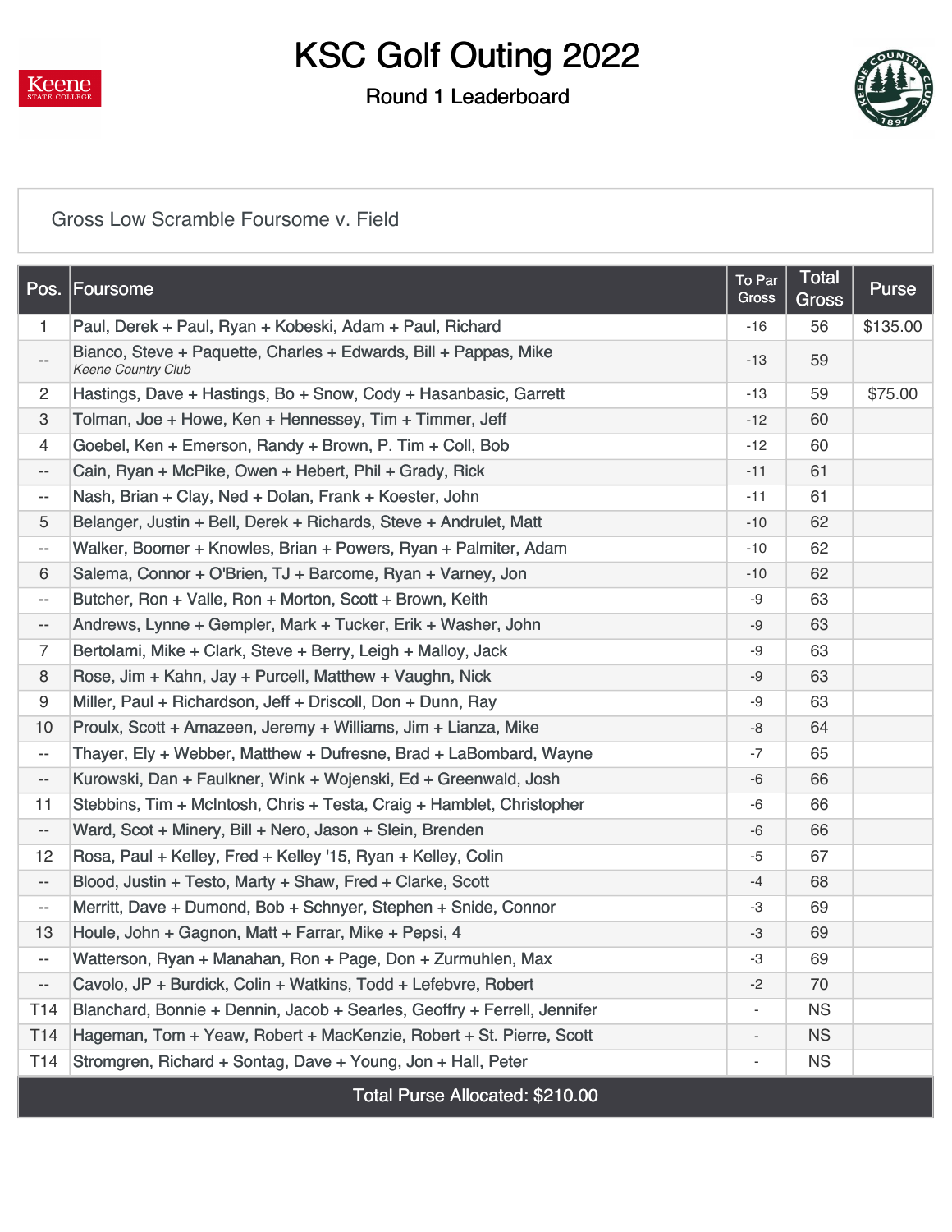# KSC Golf Outing 2022

## Round 1 Leaderboard

Gross Low Scramble Foursome v. Field

| Pos. | Foursome | To Par Gross | Total Gross | Purse |
|---|---|---|---|---|
| 1 | Paul, Derek + Paul, Ryan + Kobeski, Adam + Paul, Richard | -16 | 56 | $135.00 |
| -- | Bianco, Steve + Paquette, Charles + Edwards, Bill + Pappas, Mike<br>*Keene Country Club* | -13 | 59 | |
| 2 | Hastings, Dave + Hastings, Bo + Snow, Cody + Hasanbasic, Garrett | -13 | 59 | $75.00 |
| 3 | Tolman, Joe + Howe, Ken + Hennessey, Tim + Timmer, Jeff | -12 | 60 | |
| 4 | Goebel, Ken + Emerson, Randy + Brown, P. Tim + Coll, Bob | -12 | 60 | |
| -- | Cain, Ryan + McPike, Owen + Hebert, Phil + Grady, Rick | -11 | 61 | |
| -- | Nash, Brian + Clay, Ned + Dolan, Frank + Koester, John | -11 | 61 | |
| 5 | Belanger, Justin + Bell, Derek + Richards, Steve + Andrulet, Matt | -10 | 62 | |
| -- | Walker, Boomer + Knowles, Brian + Powers, Ryan + Palmiter, Adam | -10 | 62 | |
| 6 | Salema, Connor + O'Brien, TJ + Barcome, Ryan + Varney, Jon | -10 | 62 | |
| -- | Butcher, Ron + Valle, Ron + Morton, Scott + Brown, Keith | -9 | 63 | |
| -- | Andrews, Lynne + Gempler, Mark + Tucker, Erik + Washer, John | -9 | 63 | |
| 7 | Bertolami, Mike + Clark, Steve + Berry, Leigh + Malloy, Jack | -9 | 63 | |
| 8 | Rose, Jim + Kahn, Jay + Purcell, Matthew + Vaughn, Nick | -9 | 63 | |
| 9 | Miller, Paul + Richardson, Jeff + Driscoll, Don + Dunn, Ray | -9 | 63 | |
| 10 | Proulx, Scott + Amazeen, Jeremy + Williams, Jim + Lianza, Mike | -8 | 64 | |
| -- | Thayer, Ely + Webber, Matthew + Dufresne, Brad + LaBombard, Wayne | -7 | 65 | |
| -- | Kurowski, Dan + Faulkner, Wink + Wojenski, Ed + Greenwald, Josh | -6 | 66 | |
| 11 | Stebbins, Tim + McIntosh, Chris + Testa, Craig + Hamblet, Christopher | -6 | 66 | |
| -- | Ward, Scot + Minery, Bill + Nero, Jason + Slein, Brenden | -6 | 66 | |
| 12 | Rosa, Paul + Kelley, Fred + Kelley '15, Ryan + Kelley, Colin | -5 | 67 | |
| -- | Blood, Justin + Testo, Marty + Shaw, Fred + Clarke, Scott | -4 | 68 | |
| -- | Merritt, Dave + Dumond, Bob + Schnyer, Stephen + Snide, Connor | -3 | 69 | |
| 13 | Houle, John + Gagnon, Matt + Farrar, Mike + Pepsi, 4 | -3 | 69 | |
| -- | Watterson, Ryan + Manahan, Ron + Page, Don + Zurmuhlen, Max | -3 | 69 | |
| -- | Cavolo, JP + Burdick, Colin + Watkins, Todd + Lefebvre, Robert | -2 | 70 | |
| T14 | Blanchard, Bonnie + Dennin, Jacob + Searles, Geoffry + Ferrell, Jennifer | - | NS | |
| T14 | Hageman, Tom + Yeaw, Robert + MacKenzie, Robert + St. Pierre, Scott | - | NS | |
| T14 | Stromgren, Richard + Sontag, Dave + Young, Jon + Hall, Peter | - | NS | |

Total Purse Allocated: $210.00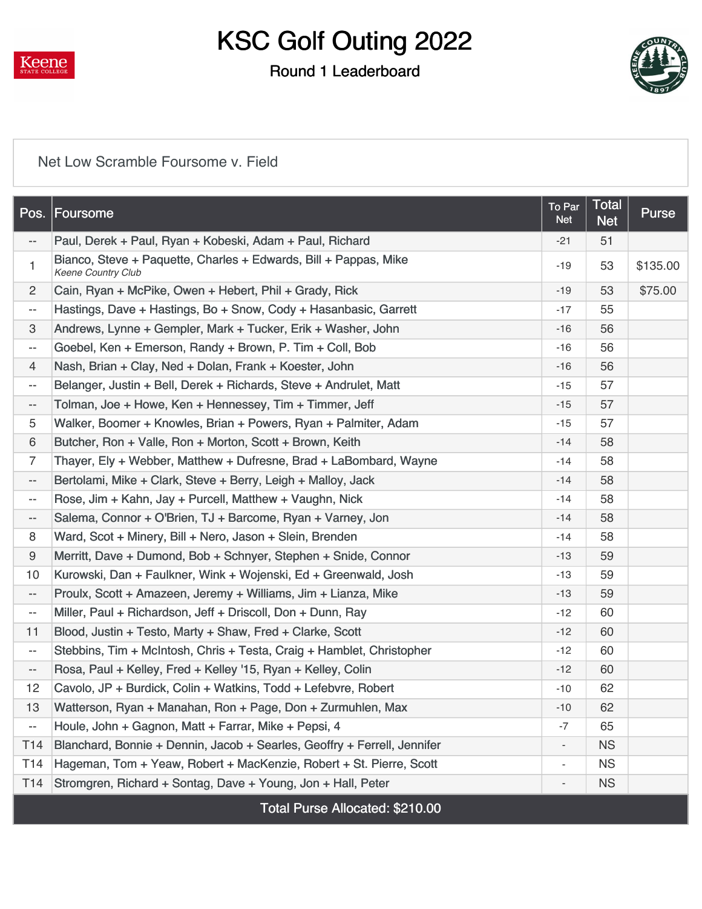# KSC Golf Outing 2022

## Round 1 Leaderboard

Net Low Scramble Foursome v. Field

| Pos. | Foursome | To Par Net | Total Net | Purse |
|---|---|---|---|---|
| -- | Paul, Derek + Paul, Ryan + Kobeski, Adam + Paul, Richard | -21 | 51 | |
| 1 | Bianco, Steve + Paquette, Charles + Edwards, Bill + Pappas, Mike *Keene Country Club* | -19 | 53 | $135.00 |
| 2 | Cain, Ryan + McPike, Owen + Hebert, Phil + Grady, Rick | -19 | 53 | $75.00 |
| -- | Hastings, Dave + Hastings, Bo + Snow, Cody + Hasanbasic, Garrett | -17 | 55 | |
| 3 | Andrews, Lynne + Gempler, Mark + Tucker, Erik + Washer, John | -16 | 56 | |
| -- | Goebel, Ken + Emerson, Randy + Brown, P. Tim + Coll, Bob | -16 | 56 | |
| 4 | Nash, Brian + Clay, Ned + Dolan, Frank + Koester, John | -16 | 56 | |
| -- | Belanger, Justin + Bell, Derek + Richards, Steve + Andrulet, Matt | -15 | 57 | |
| -- | Tolman, Joe + Howe, Ken + Hennessey, Tim + Timmer, Jeff | -15 | 57 | |
| 5 | Walker, Boomer + Knowles, Brian + Powers, Ryan + Palmiter, Adam | -15 | 57 | |
| 6 | Butcher, Ron + Valle, Ron + Morton, Scott + Brown, Keith | -14 | 58 | |
| 7 | Thayer, Ely + Webber, Matthew + Dufresne, Brad + LaBombard, Wayne | -14 | 58 | |
| -- | Bertolami, Mike + Clark, Steve + Berry, Leigh + Malloy, Jack | -14 | 58 | |
| -- | Rose, Jim + Kahn, Jay + Purcell, Matthew + Vaughn, Nick | -14 | 58 | |
| -- | Salema, Connor + O'Brien, TJ + Barcome, Ryan + Varney, Jon | -14 | 58 | |
| 8 | Ward, Scot + Minery, Bill + Nero, Jason + Slein, Brenden | -14 | 58 | |
| 9 | Merritt, Dave + Dumond, Bob + Schnyer, Stephen + Snide, Connor | -13 | 59 | |
| 10 | Kurowski, Dan + Faulkner, Wink + Wojenski, Ed + Greenwald, Josh | -13 | 59 | |
| -- | Proulx, Scott + Amazeen, Jeremy + Williams, Jim + Lianza, Mike | -13 | 59 | |
| -- | Miller, Paul + Richardson, Jeff + Driscoll, Don + Dunn, Ray | -12 | 60 | |
| 11 | Blood, Justin + Testo, Marty + Shaw, Fred + Clarke, Scott | -12 | 60 | |
| -- | Stebbins, Tim + McIntosh, Chris + Testa, Craig + Hamblet, Christopher | -12 | 60 | |
| -- | Rosa, Paul + Kelley, Fred + Kelley '15, Ryan + Kelley, Colin | -12 | 60 | |
| 12 | Cavolo, JP + Burdick, Colin + Watkins, Todd + Lefebvre, Robert | -10 | 62 | |
| 13 | Watterson, Ryan + Manahan, Ron + Page, Don + Zurmuhlen, Max | -10 | 62 | |
| -- | Houle, John + Gagnon, Matt + Farrar, Mike + Pepsi, 4 | -7 | 65 | |
| T14 | Blanchard, Bonnie + Dennin, Jacob + Searles, Geoffry + Ferrell, Jennifer | - | NS | |
| T14 | Hageman, Tom + Yeaw, Robert + MacKenzie, Robert + St. Pierre, Scott | - | NS | |
| T14 | Stromgren, Richard + Sontag, Dave + Young, Jon + Hall, Peter | - | NS | |

Total Purse Allocated: $210.00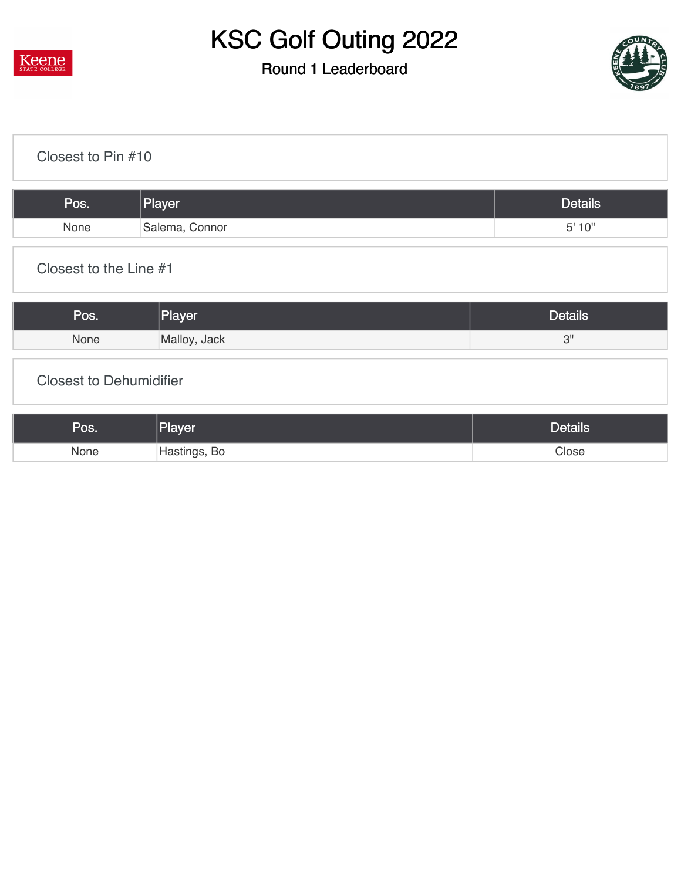# KSC Golf Outing 2022

## Round 1 Leaderboard

### Closest to Pin #10

| Pos. | Player | Details |
| --- | --- | --- |
| None | Salema, Connor | 5' 10" |

### Closest to the Line #1

| Pos. | Player | Details |
| --- | --- | --- |
| None | Malloy, Jack | 3" |

### Closest to Dehumidifier

| Pos. | Player | Details |
| --- | --- | --- |
| None | Hastings, Bo | Close |